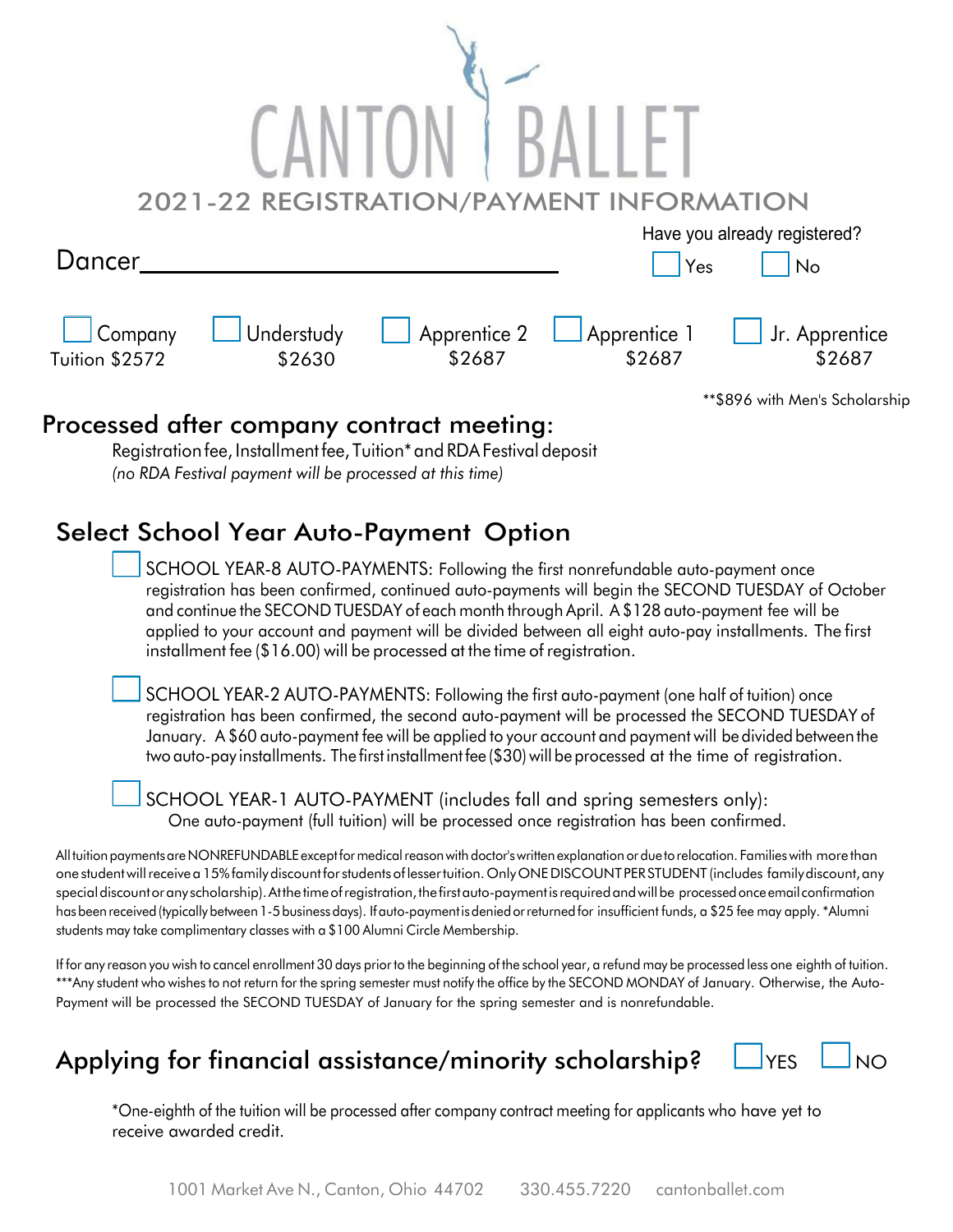# CANTON BALLET

## 2021-22 REGISTRATION/PAYMENT INFORMATION

Dancer________________________________ Have you already registered? ☐ Yes ☐ No

| ☐ Company | ☐ Understudy | ☐ Apprentice 2 | ☐ Apprentice 1 | ☐ Jr. Apprentice |
|---|---|---|---|---|
| Tuition $2572 | $2630 | $2687 | $2687 | $2687 |

**$896 with Men's Scholarship

## Processed after company contract meeting:

Registration fee, Installment fee, Tuition* and RDA Festival deposit
*(no RDA Festival payment will be processed at this time)*

## Select School Year Auto-Payment Option

☐ SCHOOL YEAR-8 AUTO-PAYMENTS: Following the first nonrefundable auto-payment once registration has been confirmed, continued auto-payments will begin the SECOND TUESDAY of October and continue the SECOND TUESDAY of each month through April. A $128 auto-payment fee will be applied to your account and payment will be divided between all eight auto-pay installments. The first installment fee ($16.00) will be processed at the time of registration.

☐ SCHOOL YEAR-2 AUTO-PAYMENTS: Following the first auto-payment (one half of tuition) once registration has been confirmed, the second auto-payment will be processed the SECOND TUESDAY of January. A $60 auto-payment fee will be applied to your account and payment will be divided between the two auto-pay installments. The first installment fee ($30) will be processed at the time of registration.

☐ SCHOOL YEAR-1 AUTO-PAYMENT (includes fall and spring semesters only): One auto-payment (full tuition) will be processed once registration has been confirmed.

All tuition payments are NONREFUNDABLE except for medical reason with doctor's written explanation or due to relocation. Families with more than one student will receive a 15% family discount for students of lesser tuition. Only ONE DISCOUNT PER STUDENT (includes family discount, any special discount or any scholarship). At the time of registration, the first auto-payment is required and will be processed once email confirmation has been received (typically between 1-5 business days). If auto-payment is denied or returned for insufficient funds, a $25 fee may apply. *Alumni students may take complimentary classes with a $100 Alumni Circle Membership.

If for any reason you wish to cancel enrollment 30 days prior to the beginning of the school year, a refund may be processed less one eighth of tuition. ***Any student who wishes to not return for the spring semester must notify the office by the SECOND MONDAY of January. Otherwise, the Auto-Payment will be processed the SECOND TUESDAY of January for the spring semester and is nonrefundable.

## Applying for financial assistance/minority scholarship? ☐ YES ☐ NO

*One-eighth of the tuition will be processed after company contract meeting for applicants who have yet to receive awarded credit.

1001 Market Ave N., Canton, Ohio 44702 330.455.7220 cantonballet.com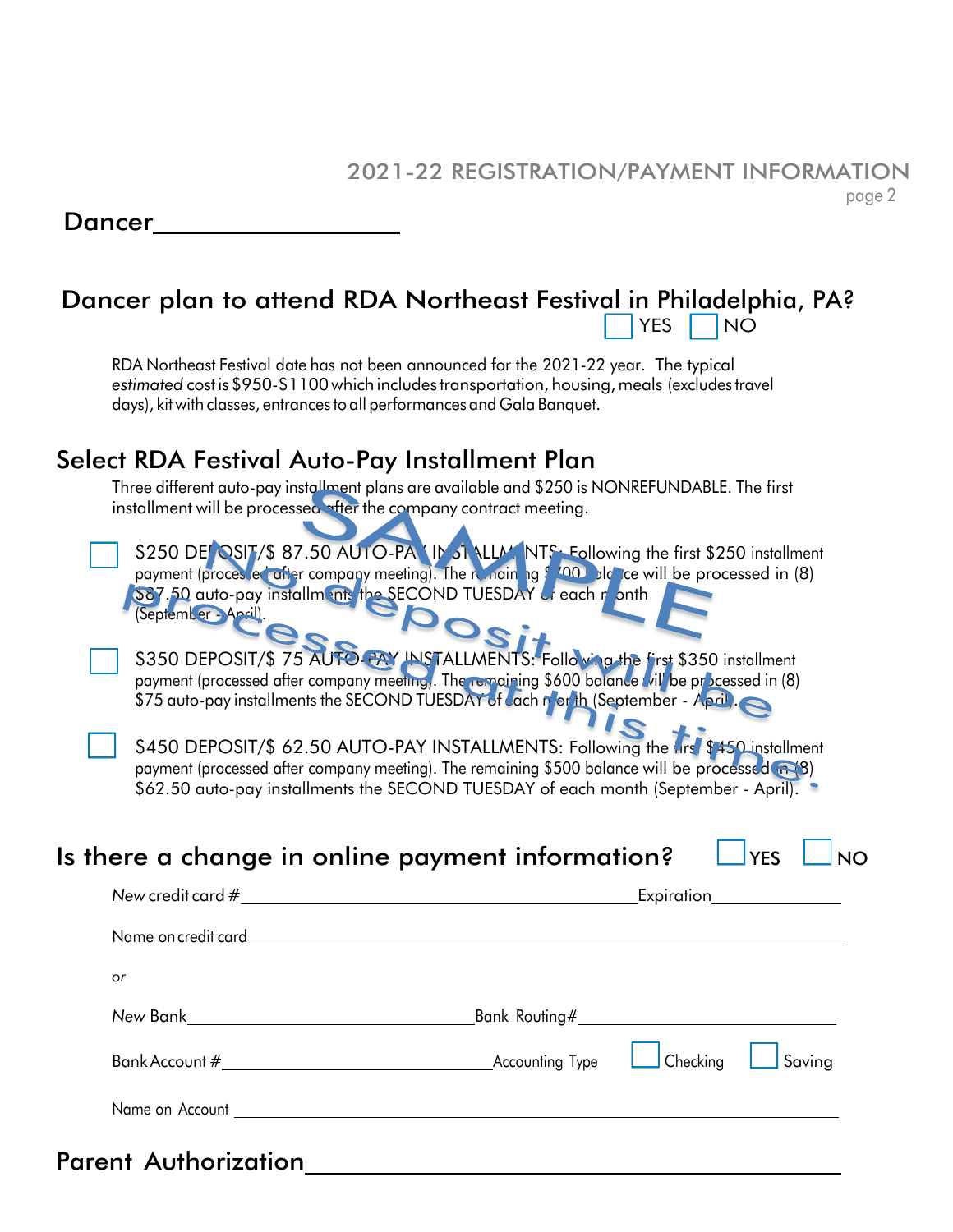## 2021-22 REGISTRATION/PAYMENT INFORMATION

Dancer__________________

## Dancer plan to attend RDA Northeast Festival in Philadelphia, PA?

☐ YES ☐ NO

RDA Northeast Festival date has not been announced for the 2021-22 year. The typical *estimated* cost is $950-$1100 which includes transportation, housing, meals (excludes travel days), kit with classes, entrances to all performances and Gala Banquet.

## Select RDA Festival Auto-Pay Installment Plan

Three different auto-pay installment plans are available and $250 is NONREFUNDABLE. The first installment will be processed after the company contract meeting.

SAMPLE

No deposit will be processed at this time.

☐ $250 DEPOSIT/$ 87.50 AUTO-PAY INSTALLMENTS: Following the first $250 installment payment (processed after company meeting). The remaining $700 balance will be processed in (8) $87.50 auto-pay installments the SECOND TUESDAY of each month (September - April).

☐ $350 DEPOSIT/$ 75 AUTO-PAY INSTALLMENTS: Following the first $350 installment payment (processed after company meeting). The remaining $600 balance will be processed in (8) $75 auto-pay installments the SECOND TUESDAY of each month (September - April).

☐ $450 DEPOSIT/$ 62.50 AUTO-PAY INSTALLMENTS: Following the first $450 installment payment (processed after company meeting). The remaining $500 balance will be processed in (8) $62.50 auto-pay installments the SECOND TUESDAY of each month (September - April).

## Is there a change in online payment information?

☐ YES ☐ NO

*New* credit card #______________________________ Expiration____________

Name on credit card______________________________________________

*or*

*New* Bank______________________ Bank Routing#______________________

Bank Account #______________________ Accounting Type ☐ Checking ☐ Saving

Name on Account ______________________________________________

## Parent Authorization______________________________